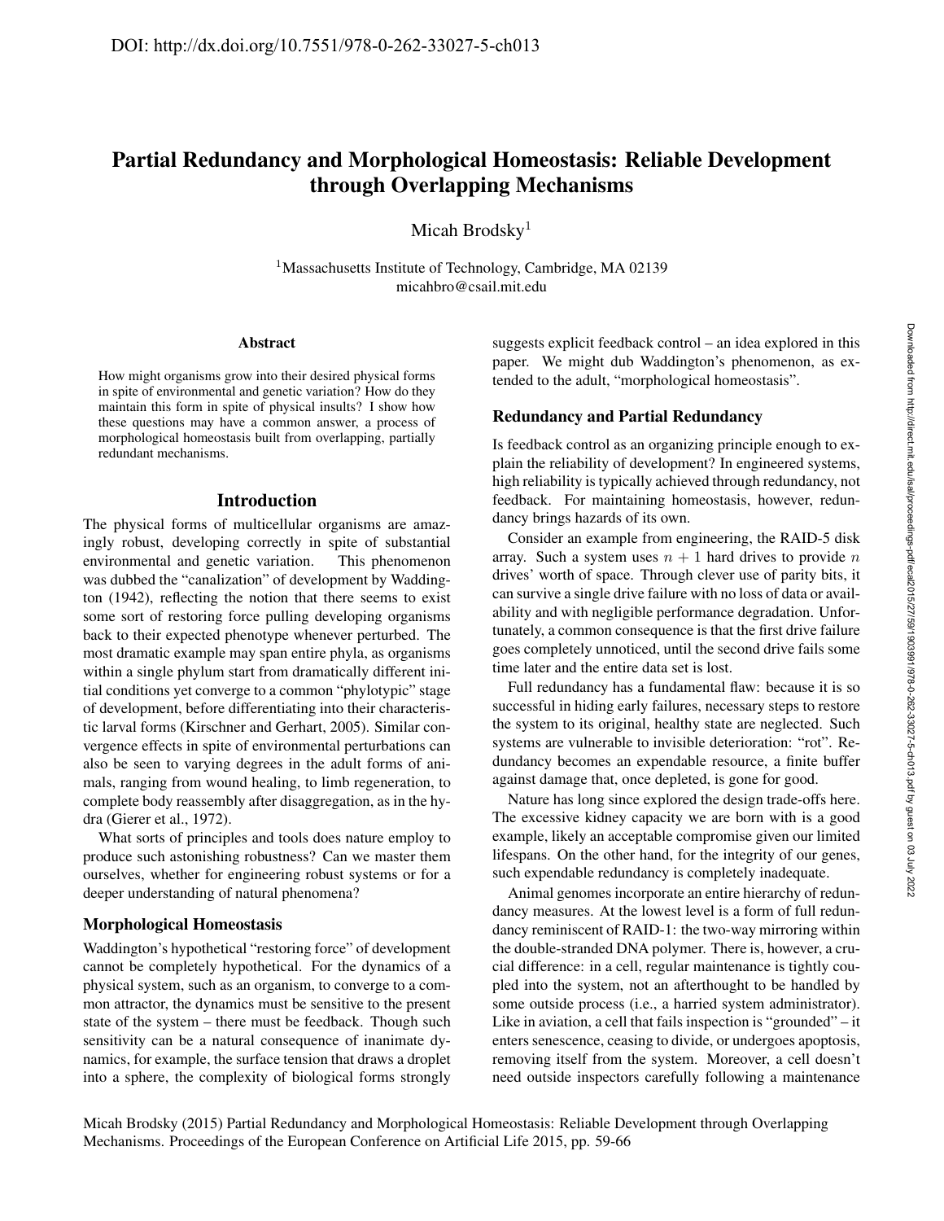DOI: http://dx.doi.org/10.7551/978-0-262-33027-5-ch013

# Partial Redundancy and Morphological Homeostasis: Reliable Development through Overlapping Mechanisms

Micah Brodsky[1]

[1]Massachusetts Institute of Technology, Cambridge, MA 02139
micahbro@csail.mit.edu

### Abstract

How might organisms grow into their desired physical forms in spite of environmental and genetic variation? How do they maintain this form in spite of physical insults? I show how these questions may have a common answer, a process of morphological homeostasis built from overlapping, partially redundant mechanisms.

## Introduction

The physical forms of multicellular organisms are amazingly robust, developing correctly in spite of substantial environmental and genetic variation. This phenomenon was dubbed the "canalization" of development by Waddington (1942), reflecting the notion that there seems to exist some sort of restoring force pulling developing organisms back to their expected phenotype whenever perturbed. The most dramatic example may span entire phyla, as organisms within a single phylum start from dramatically different initial conditions yet converge to a common "phylotypic" stage of development, before differentiating into their characteristic larval forms (Kirschner and Gerhart, 2005). Similar convergence effects in spite of environmental perturbations can also be seen to varying degrees in the adult forms of animals, ranging from wound healing, to limb regeneration, to complete body reassembly after disaggregation, as in the hydra (Gierer et al., 1972).

What sorts of principles and tools does nature employ to produce such astonishing robustness? Can we master them ourselves, whether for engineering robust systems or for a deeper understanding of natural phenomena?

### Morphological Homeostasis

Waddington's hypothetical "restoring force" of development cannot be completely hypothetical. For the dynamics of a physical system, such as an organism, to converge to a common attractor, the dynamics must be sensitive to the present state of the system – there must be feedback. Though such sensitivity can be a natural consequence of inanimate dynamics, for example, the surface tension that draws a droplet into a sphere, the complexity of biological forms strongly suggests explicit feedback control – an idea explored in this paper. We might dub Waddington's phenomenon, as extended to the adult, "morphological homeostasis".

### Redundancy and Partial Redundancy

Is feedback control as an organizing principle enough to explain the reliability of development? In engineered systems, high reliability is typically achieved through redundancy, not feedback. For maintaining homeostasis, however, redundancy brings hazards of its own.

Consider an example from engineering, the RAID-5 disk array. Such a system uses $n + 1$ hard drives to provide $n$ drives' worth of space. Through clever use of parity bits, it can survive a single drive failure with no loss of data or availability and with negligible performance degradation. Unfortunately, a common consequence is that the first drive failure goes completely unnoticed, until the second drive fails some time later and the entire data set is lost.

Full redundancy has a fundamental flaw: because it is so successful in hiding early failures, necessary steps to restore the system to its original, healthy state are neglected. Such systems are vulnerable to invisible deterioration: "rot". Redundancy becomes an expendable resource, a finite buffer against damage that, once depleted, is gone for good.

Nature has long since explored the design trade-offs here. The excessive kidney capacity we are born with is a good example, likely an acceptable compromise given our limited lifespans. On the other hand, for the integrity of our genes, such expendable redundancy is completely inadequate.

Animal genomes incorporate an entire hierarchy of redundancy measures. At the lowest level is a form of full redundancy reminiscent of RAID-1: the two-way mirroring within the double-stranded DNA polymer. There is, however, a crucial difference: in a cell, regular maintenance is tightly coupled into the system, not an afterthought to be handled by some outside process (i.e., a harried system administrator). Like in aviation, a cell that fails inspection is "grounded" – it enters senescence, ceasing to divide, or undergoes apoptosis, removing itself from the system. Moreover, a cell doesn't need outside inspectors carefully following a maintenance

Micah Brodsky (2015) Partial Redundancy and Morphological Homeostasis: Reliable Development through Overlapping Mechanisms. Proceedings of the European Conference on Artificial Life 2015, pp. 59-66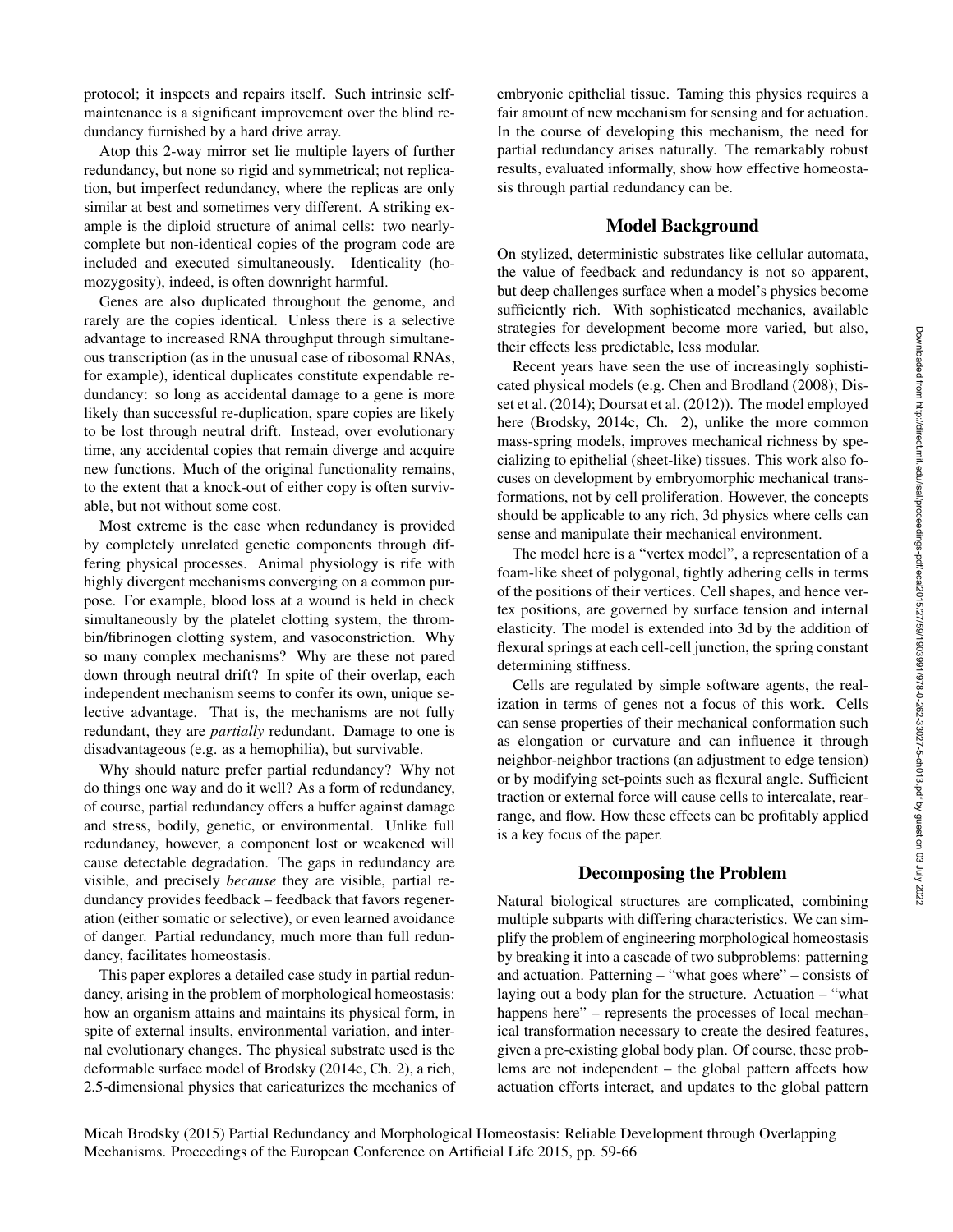protocol; it inspects and repairs itself. Such intrinsic self-maintenance is a significant improvement over the blind redundancy furnished by a hard drive array.

Atop this 2-way mirror set lie multiple layers of further redundancy, but none so rigid and symmetrical; not replication, but imperfect redundancy, where the replicas are only similar at best and sometimes very different. A striking example is the diploid structure of animal cells: two nearly-complete but non-identical copies of the program code are included and executed simultaneously. Identicality (homozygosity), indeed, is often downright harmful.

Genes are also duplicated throughout the genome, and rarely are the copies identical. Unless there is a selective advantage to increased RNA throughput through simultaneous transcription (as in the unusual case of ribosomal RNAs, for example), identical duplicates constitute expendable redundancy: so long as accidental damage to a gene is more likely than successful re-duplication, spare copies are likely to be lost through neutral drift. Instead, over evolutionary time, any accidental copies that remain diverge and acquire new functions. Much of the original functionality remains, to the extent that a knock-out of either copy is often survivable, but not without some cost.

Most extreme is the case when redundancy is provided by completely unrelated genetic components through differing physical processes. Animal physiology is rife with highly divergent mechanisms converging on a common purpose. For example, blood loss at a wound is held in check simultaneously by the platelet clotting system, the thrombin/fibrinogen clotting system, and vasoconstriction. Why so many complex mechanisms? Why are these not pared down through neutral drift? In spite of their overlap, each independent mechanism seems to confer its own, unique selective advantage. That is, the mechanisms are not fully redundant, they are *partially* redundant. Damage to one is disadvantageous (e.g. as a hemophilia), but survivable.

Why should nature prefer partial redundancy? Why not do things one way and do it well? As a form of redundancy, of course, partial redundancy offers a buffer against damage and stress, bodily, genetic, or environmental. Unlike full redundancy, however, a component lost or weakened will cause detectable degradation. The gaps in redundancy are visible, and precisely *because* they are visible, partial redundancy provides feedback – feedback that favors regeneration (either somatic or selective), or even learned avoidance of danger. Partial redundancy, much more than full redundancy, facilitates homeostasis.

This paper explores a detailed case study in partial redundancy, arising in the problem of morphological homeostasis: how an organism attains and maintains its physical form, in spite of external insults, environmental variation, and internal evolutionary changes. The physical substrate used is the deformable surface model of Brodsky (2014c, Ch. 2), a rich, 2.5-dimensional physics that caricaturizes the mechanics of embryonic epithelial tissue. Taming this physics requires a fair amount of new mechanism for sensing and for actuation. In the course of developing this mechanism, the need for partial redundancy arises naturally. The remarkably robust results, evaluated informally, show how effective homeostasis through partial redundancy can be.

## Model Background

On stylized, deterministic substrates like cellular automata, the value of feedback and redundancy is not so apparent, but deep challenges surface when a model's physics become sufficiently rich. With sophisticated mechanics, available strategies for development become more varied, but also, their effects less predictable, less modular.

Recent years have seen the use of increasingly sophisticated physical models (e.g. Chen and Brodland (2008); Disset et al. (2014); Doursat et al. (2012)). The model employed here (Brodsky, 2014c, Ch. 2), unlike the more common mass-spring models, improves mechanical richness by specializing to epithelial (sheet-like) tissues. This work also focuses on development by embryomorphic mechanical transformations, not by cell proliferation. However, the concepts should be applicable to any rich, 3d physics where cells can sense and manipulate their mechanical environment.

The model here is a "vertex model", a representation of a foam-like sheet of polygonal, tightly adhering cells in terms of the positions of their vertices. Cell shapes, and hence vertex positions, are governed by surface tension and internal elasticity. The model is extended into 3d by the addition of flexural springs at each cell-cell junction, the spring constant determining stiffness.

Cells are regulated by simple software agents, the realization in terms of genes not a focus of this work. Cells can sense properties of their mechanical conformation such as elongation or curvature and can influence it through neighbor-neighbor tractions (an adjustment to edge tension) or by modifying set-points such as flexural angle. Sufficient traction or external force will cause cells to intercalate, rearrange, and flow. How these effects can be profitably applied is a key focus of the paper.

## Decomposing the Problem

Natural biological structures are complicated, combining multiple subparts with differing characteristics. We can simplify the problem of engineering morphological homeostasis by breaking it into a cascade of two subproblems: patterning and actuation. Patterning – "what goes where" – consists of laying out a body plan for the structure. Actuation – "what happens here" – represents the processes of local mechanical transformation necessary to create the desired features, given a pre-existing global body plan. Of course, these problems are not independent – the global pattern affects how actuation efforts interact, and updates to the global pattern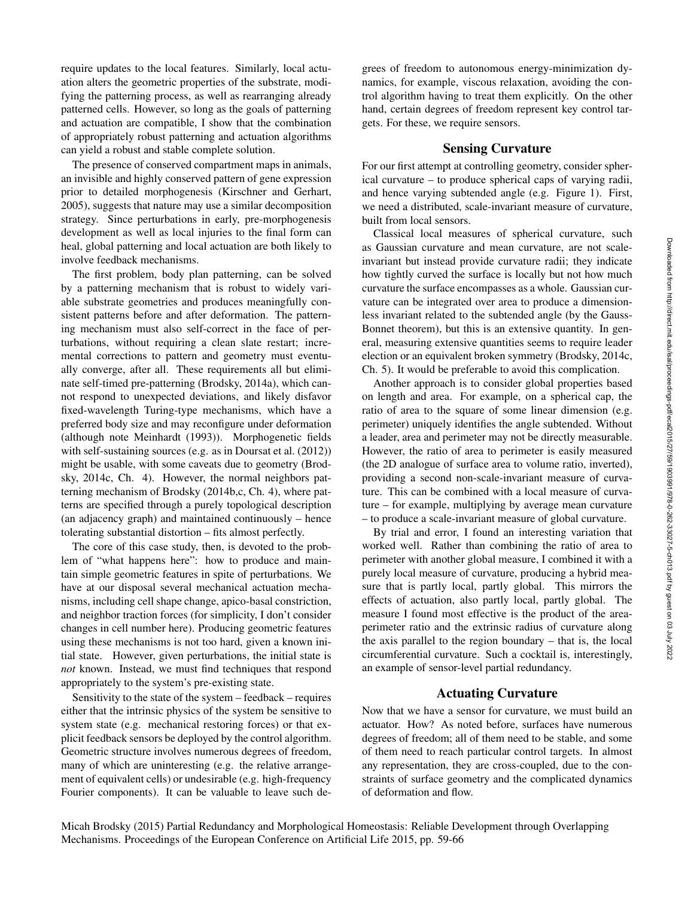require updates to the local features. Similarly, local actuation alters the geometric properties of the substrate, modifying the patterning process, as well as rearranging already patterned cells. However, so long as the goals of patterning and actuation are compatible, I show that the combination of appropriately robust patterning and actuation algorithms can yield a robust and stable complete solution.

The presence of conserved compartment maps in animals, an invisible and highly conserved pattern of gene expression prior to detailed morphogenesis (Kirschner and Gerhart, 2005), suggests that nature may use a similar decomposition strategy. Since perturbations in early, pre-morphogenesis development as well as local injuries to the final form can heal, global patterning and local actuation are both likely to involve feedback mechanisms.

The first problem, body plan patterning, can be solved by a patterning mechanism that is robust to widely variable substrate geometries and produces meaningfully consistent patterns before and after deformation. The patterning mechanism must also self-correct in the face of perturbations, without requiring a clean slate restart; incremental corrections to pattern and geometry must eventually converge, after all. These requirements all but eliminate self-timed pre-patterning (Brodsky, 2014a), which cannot respond to unexpected deviations, and likely disfavor fixed-wavelength Turing-type mechanisms, which have a preferred body size and may reconfigure under deformation (although note Meinhardt (1993)). Morphogenetic fields with self-sustaining sources (e.g. as in Doursat et al. (2012)) might be usable, with some caveats due to geometry (Brodsky, 2014c, Ch. 4). However, the normal neighbors patterning mechanism of Brodsky (2014b,c, Ch. 4), where patterns are specified through a purely topological description (an adjacency graph) and maintained continuously – hence tolerating substantial distortion – fits almost perfectly.

The core of this case study, then, is devoted to the problem of "what happens here": how to produce and maintain simple geometric features in spite of perturbations. We have at our disposal several mechanical actuation mechanisms, including cell shape change, apico-basal constriction, and neighbor traction forces (for simplicity, I don't consider changes in cell number here). Producing geometric features using these mechanisms is not too hard, given a known initial state. However, given perturbations, the initial state is *not* known. Instead, we must find techniques that respond appropriately to the system's pre-existing state.

Sensitivity to the state of the system – feedback – requires either that the intrinsic physics of the system be sensitive to system state (e.g. mechanical restoring forces) or that explicit feedback sensors be deployed by the control algorithm. Geometric structure involves numerous degrees of freedom, many of which are uninteresting (e.g. the relative arrangement of equivalent cells) or undesirable (e.g. high-frequency Fourier components). It can be valuable to leave such degrees of freedom to autonomous energy-minimization dynamics, for example, viscous relaxation, avoiding the control algorithm having to treat them explicitly. On the other hand, certain degrees of freedom represent key control targets. For these, we require sensors.

## Sensing Curvature

For our first attempt at controlling geometry, consider spherical curvature – to produce spherical caps of varying radii, and hence varying subtended angle (e.g. Figure 1). First, we need a distributed, scale-invariant measure of curvature, built from local sensors.

Classical local measures of spherical curvature, such as Gaussian curvature and mean curvature, are not scale-invariant but instead provide curvature radii; they indicate how tightly curved the surface is locally but not how much curvature the surface encompasses as a whole. Gaussian curvature can be integrated over area to produce a dimensionless invariant related to the subtended angle (by the Gauss-Bonnet theorem), but this is an extensive quantity. In general, measuring extensive quantities seems to require leader election or an equivalent broken symmetry (Brodsky, 2014c, Ch. 5). It would be preferable to avoid this complication.

Another approach is to consider global properties based on length and area. For example, on a spherical cap, the ratio of area to the square of some linear dimension (e.g. perimeter) uniquely identifies the angle subtended. Without a leader, area and perimeter may not be directly measurable. However, the ratio of area to perimeter is easily measured (the 2D analogue of surface area to volume ratio, inverted), providing a second non-scale-invariant measure of curvature. This can be combined with a local measure of curvature – for example, multiplying by average mean curvature – to produce a scale-invariant measure of global curvature.

By trial and error, I found an interesting variation that worked well. Rather than combining the ratio of area to perimeter with another global measure, I combined it with a purely local measure of curvature, producing a hybrid measure that is partly local, partly global. This mirrors the effects of actuation, also partly local, partly global. The measure I found most effective is the product of the area-perimeter ratio and the extrinsic radius of curvature along the axis parallel to the region boundary – that is, the local circumferential curvature. Such a cocktail is, interestingly, an example of sensor-level partial redundancy.

## Actuating Curvature

Now that we have a sensor for curvature, we must build an actuator. How? As noted before, surfaces have numerous degrees of freedom; all of them need to be stable, and some of them need to reach particular control targets. In almost any representation, they are cross-coupled, due to the constraints of surface geometry and the complicated dynamics of deformation and flow.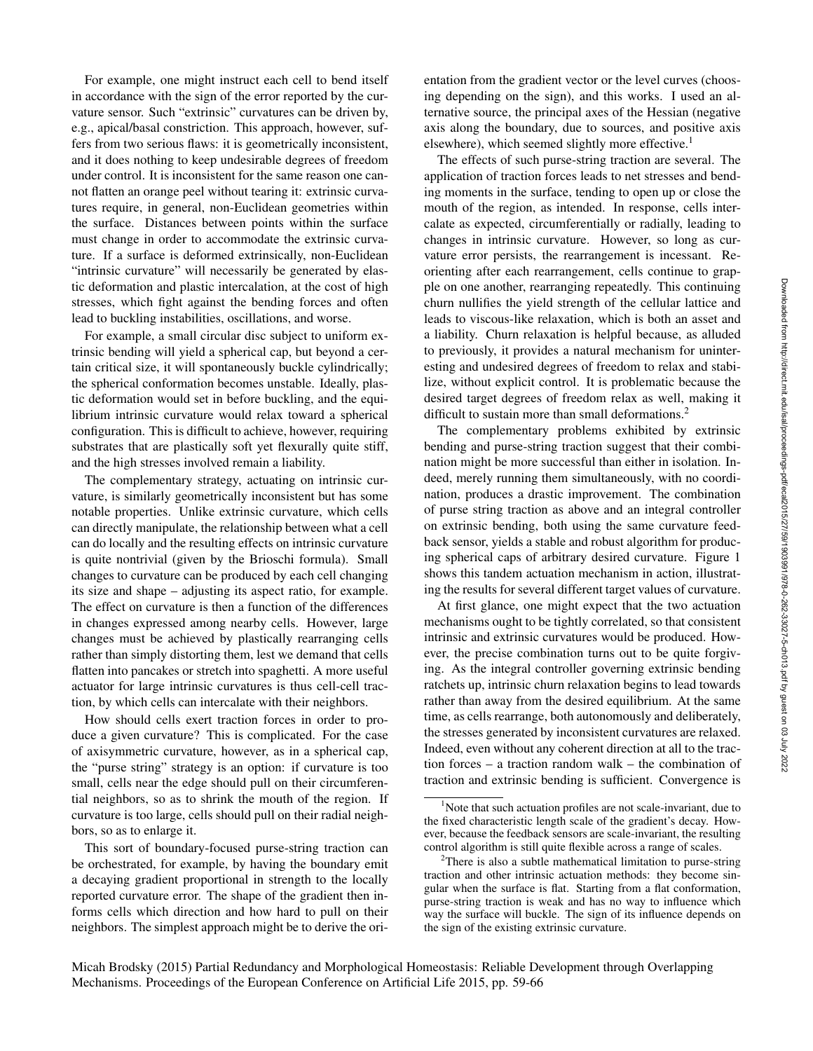For example, one might instruct each cell to bend itself in accordance with the sign of the error reported by the curvature sensor. Such "extrinsic" curvatures can be driven by, e.g., apical/basal constriction. This approach, however, suffers from two serious flaws: it is geometrically inconsistent, and it does nothing to keep undesirable degrees of freedom under control. It is inconsistent for the same reason one cannot flatten an orange peel without tearing it: extrinsic curvatures require, in general, non-Euclidean geometries within the surface. Distances between points within the surface must change in order to accommodate the extrinsic curvature. If a surface is deformed extrinsically, non-Euclidean "intrinsic curvature" will necessarily be generated by elastic deformation and plastic intercalation, at the cost of high stresses, which fight against the bending forces and often lead to buckling instabilities, oscillations, and worse.

For example, a small circular disc subject to uniform extrinsic bending will yield a spherical cap, but beyond a certain critical size, it will spontaneously buckle cylindrically; the spherical conformation becomes unstable. Ideally, plastic deformation would set in before buckling, and the equilibrium intrinsic curvature would relax toward a spherical configuration. This is difficult to achieve, however, requiring substrates that are plastically soft yet flexurally quite stiff, and the high stresses involved remain a liability.

The complementary strategy, actuating on intrinsic curvature, is similarly geometrically inconsistent but has some notable properties. Unlike extrinsic curvature, which cells can directly manipulate, the relationship between what a cell can do locally and the resulting effects on intrinsic curvature is quite nontrivial (given by the Brioschi formula). Small changes to curvature can be produced by each cell changing its size and shape – adjusting its aspect ratio, for example. The effect on curvature is then a function of the differences in changes expressed among nearby cells. However, large changes must be achieved by plastically rearranging cells rather than simply distorting them, lest we demand that cells flatten into pancakes or stretch into spaghetti. A more useful actuator for large intrinsic curvatures is thus cell-cell traction, by which cells can intercalate with their neighbors.

How should cells exert traction forces in order to produce a given curvature? This is complicated. For the case of axisymmetric curvature, however, as in a spherical cap, the "purse string" strategy is an option: if curvature is too small, cells near the edge should pull on their circumferential neighbors, so as to shrink the mouth of the region. If curvature is too large, cells should pull on their radial neighbors, so as to enlarge it.

This sort of boundary-focused purse-string traction can be orchestrated, for example, by having the boundary emit a decaying gradient proportional in strength to the locally reported curvature error. The shape of the gradient then informs cells which direction and how hard to pull on their neighbors. The simplest approach might be to derive the orientation from the gradient vector or the level curves (choosing depending on the sign), and this works. I used an alternative source, the principal axes of the Hessian (negative axis along the boundary, due to sources, and positive axis elsewhere), which seemed slightly more effective.[1]

The effects of such purse-string traction are several. The application of traction forces leads to net stresses and bending moments in the surface, tending to open up or close the mouth of the region, as intended. In response, cells intercalate as expected, circumferentially or radially, leading to changes in intrinsic curvature. However, so long as curvature error persists, the rearrangement is incessant. Reorienting after each rearrangement, cells continue to grapple on one another, rearranging repeatedly. This continuing churn nullifies the yield strength of the cellular lattice and leads to viscous-like relaxation, which is both an asset and a liability. Churn relaxation is helpful because, as alluded to previously, it provides a natural mechanism for uninteresting and undesired degrees of freedom to relax and stabilize, without explicit control. It is problematic because the desired target degrees of freedom relax as well, making it difficult to sustain more than small deformations.[2]

The complementary problems exhibited by extrinsic bending and purse-string traction suggest that their combination might be more successful than either in isolation. Indeed, merely running them simultaneously, with no coordination, produces a drastic improvement. The combination of purse string traction as above and an integral controller on extrinsic bending, both using the same curvature feedback sensor, yields a stable and robust algorithm for producing spherical caps of arbitrary desired curvature. Figure 1 shows this tandem actuation mechanism in action, illustrating the results for several different target values of curvature.

At first glance, one might expect that the two actuation mechanisms ought to be tightly correlated, so that consistent intrinsic and extrinsic curvatures would be produced. However, the precise combination turns out to be quite forgiving. As the integral controller governing extrinsic bending ratchets up, intrinsic churn relaxation begins to lead towards rather than away from the desired equilibrium. At the same time, as cells rearrange, both autonomously and deliberately, the stresses generated by inconsistent curvatures are relaxed. Indeed, even without any coherent direction at all to the traction forces – a traction random walk – the combination of traction and extrinsic bending is sufficient. Convergence is

[1] Note that such actuation profiles are not scale-invariant, due to the fixed characteristic length scale of the gradient's decay. However, because the feedback sensors are scale-invariant, the resulting control algorithm is still quite flexible across a range of scales.

[2] There is also a subtle mathematical limitation to purse-string traction and other intrinsic actuation methods: they become singular when the surface is flat. Starting from a flat conformation, purse-string traction is weak and has no way to influence which way the surface will buckle. The sign of its influence depends on the sign of the existing extrinsic curvature.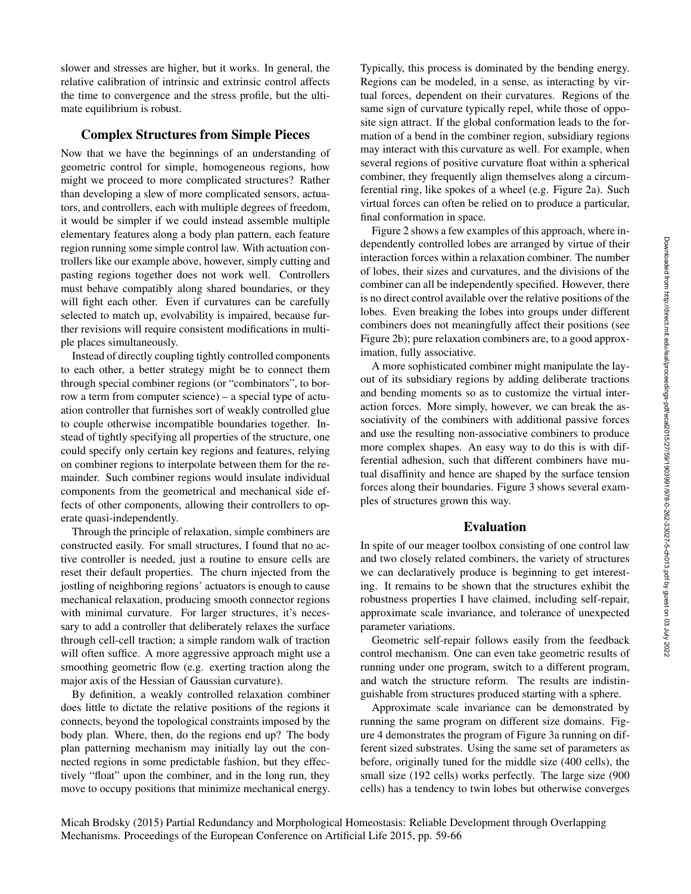slower and stresses are higher, but it works. In general, the relative calibration of intrinsic and extrinsic control affects the time to convergence and the stress profile, but the ultimate equilibrium is robust.

## Complex Structures from Simple Pieces

Now that we have the beginnings of an understanding of geometric control for simple, homogeneous regions, how might we proceed to more complicated structures? Rather than developing a slew of more complicated sensors, actuators, and controllers, each with multiple degrees of freedom, it would be simpler if we could instead assemble multiple elementary features along a body plan pattern, each feature region running some simple control law. With actuation controllers like our example above, however, simply cutting and pasting regions together does not work well. Controllers must behave compatibly along shared boundaries, or they will fight each other. Even if curvatures can be carefully selected to match up, evolvability is impaired, because further revisions will require consistent modifications in multiple places simultaneously.

Instead of directly coupling tightly controlled components to each other, a better strategy might be to connect them through special combiner regions (or "combinators", to borrow a term from computer science) – a special type of actuation controller that furnishes sort of weakly controlled glue to couple otherwise incompatible boundaries together. Instead of tightly specifying all properties of the structure, one could specify only certain key regions and features, relying on combiner regions to interpolate between them for the remainder. Such combiner regions would insulate individual components from the geometrical and mechanical side effects of other components, allowing their controllers to operate quasi-independently.

Through the principle of relaxation, simple combiners are constructed easily. For small structures, I found that no active controller is needed, just a routine to ensure cells are reset their default properties. The churn injected from the jostling of neighboring regions' actuators is enough to cause mechanical relaxation, producing smooth connector regions with minimal curvature. For larger structures, it's necessary to add a controller that deliberately relaxes the surface through cell-cell traction; a simple random walk of traction will often suffice. A more aggressive approach might use a smoothing geometric flow (e.g. exerting traction along the major axis of the Hessian of Gaussian curvature).

By definition, a weakly controlled relaxation combiner does little to dictate the relative positions of the regions it connects, beyond the topological constraints imposed by the body plan. Where, then, do the regions end up? The body plan patterning mechanism may initially lay out the connected regions in some predictable fashion, but they effectively "float" upon the combiner, and in the long run, they move to occupy positions that minimize mechanical energy. Typically, this process is dominated by the bending energy. Regions can be modeled, in a sense, as interacting by virtual forces, dependent on their curvatures. Regions of the same sign of curvature typically repel, while those of opposite sign attract. If the global conformation leads to the formation of a bend in the combiner region, subsidiary regions may interact with this curvature as well. For example, when several regions of positive curvature float within a spherical combiner, they frequently align themselves along a circumferential ring, like spokes of a wheel (e.g. Figure 2a). Such virtual forces can often be relied on to produce a particular, final conformation in space.

Figure 2 shows a few examples of this approach, where independently controlled lobes are arranged by virtue of their interaction forces within a relaxation combiner. The number of lobes, their sizes and curvatures, and the divisions of the combiner can all be independently specified. However, there is no direct control available over the relative positions of the lobes. Even breaking the lobes into groups under different combiners does not meaningfully affect their positions (see Figure 2b); pure relaxation combiners are, to a good approximation, fully associative.

A more sophisticated combiner might manipulate the layout of its subsidiary regions by adding deliberate tractions and bending moments so as to customize the virtual interaction forces. More simply, however, we can break the associativity of the combiners with additional passive forces and use the resulting non-associative combiners to produce more complex shapes. An easy way to do this is with differential adhesion, such that different combiners have mutual disaffinity and hence are shaped by the surface tension forces along their boundaries. Figure 3 shows several examples of structures grown this way.

## Evaluation

In spite of our meager toolbox consisting of one control law and two closely related combiners, the variety of structures we can declaratively produce is beginning to get interesting. It remains to be shown that the structures exhibit the robustness properties I have claimed, including self-repair, approximate scale invariance, and tolerance of unexpected parameter variations.

Geometric self-repair follows easily from the feedback control mechanism. One can even take geometric results of running under one program, switch to a different program, and watch the structure reform. The results are indistinguishable from structures produced starting with a sphere.

Approximate scale invariance can be demonstrated by running the same program on different size domains. Figure 4 demonstrates the program of Figure 3a running on different sized substrates. Using the same set of parameters as before, originally tuned for the middle size (400 cells), the small size (192 cells) works perfectly. The large size (900 cells) has a tendency to twin lobes but otherwise converges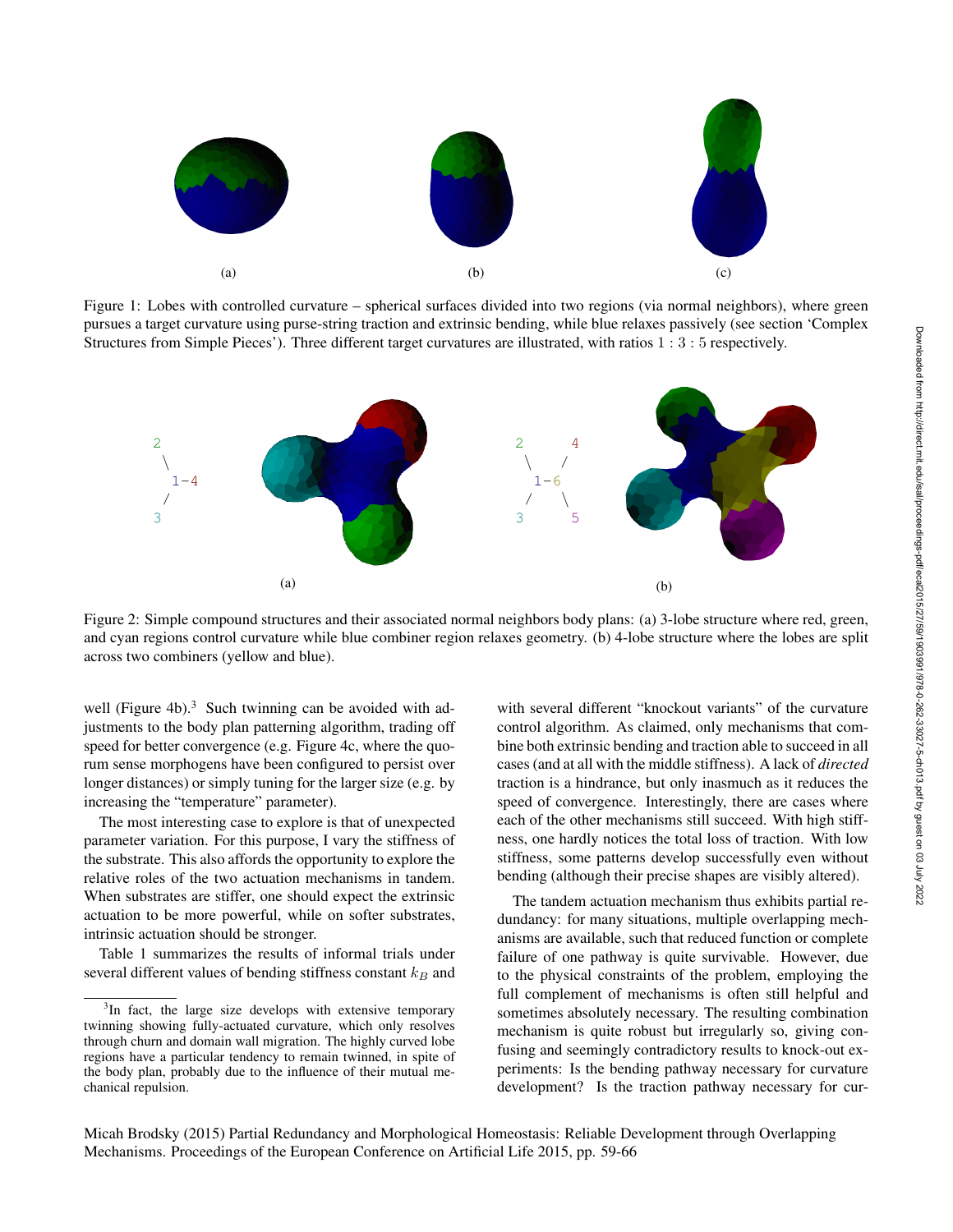(a)

(b)

(c)

Figure 1: Lobes with controlled curvature – spherical surfaces divided into two regions (via normal neighbors), where green pursues a target curvature using purse-string traction and extrinsic bending, while blue relaxes passively (see section 'Complex Structures from Simple Pieces'). Three different target curvatures are illustrated, with ratios $1 : 3 : 5$ respectively.

```
2
 \
  1-4
 /
3
```

(a)

```
2     4
 \   /
  1-6
 /   \
3     5
```

(b)

Figure 2: Simple compound structures and their associated normal neighbors body plans: (a) 3-lobe structure where red, green, and cyan regions control curvature while blue combiner region relaxes geometry. (b) 4-lobe structure where the lobes are split across two combiners (yellow and blue).

well (Figure 4b).[3] Such twinning can be avoided with adjustments to the body plan patterning algorithm, trading off speed for better convergence (e.g. Figure 4c, where the quorum sense morphogens have been configured to persist over longer distances) or simply tuning for the larger size (e.g. by increasing the "temperature" parameter).

The most interesting case to explore is that of unexpected parameter variation. For this purpose, I vary the stiffness of the substrate. This also affords the opportunity to explore the relative roles of the two actuation mechanisms in tandem. When substrates are stiffer, one should expect the extrinsic actuation to be more powerful, while on softer substrates, intrinsic actuation should be stronger.

Table 1 summarizes the results of informal trials under several different values of bending stiffness constant $k_B$ and with several different "knockout variants" of the curvature control algorithm. As claimed, only mechanisms that combine both extrinsic bending and traction able to succeed in all cases (and at all with the middle stiffness). A lack of *directed* traction is a hindrance, but only inasmuch as it reduces the speed of convergence. Interestingly, there are cases where each of the other mechanisms still succeed. With high stiffness, one hardly notices the total loss of traction. With low stiffness, some patterns develop successfully even without bending (although their precise shapes are visibly altered).

The tandem actuation mechanism thus exhibits partial redundancy: for many situations, multiple overlapping mechanisms are available, such that reduced function or complete failure of one pathway is quite survivable. However, due to the physical constraints of the problem, employing the full complement of mechanisms is often still helpful and sometimes absolutely necessary. The resulting combination mechanism is quite robust but irregularly so, giving confusing and seemingly contradictory results to knock-out experiments: Is the bending pathway necessary for curvature development? Is the traction pathway necessary for cur-

[3] In fact, the large size develops with extensive temporary twinning showing fully-actuated curvature, which only resolves through churn and domain wall migration. The highly curved lobe regions have a particular tendency to remain twinned, in spite of the body plan, probably due to the influence of their mutual mechanical repulsion.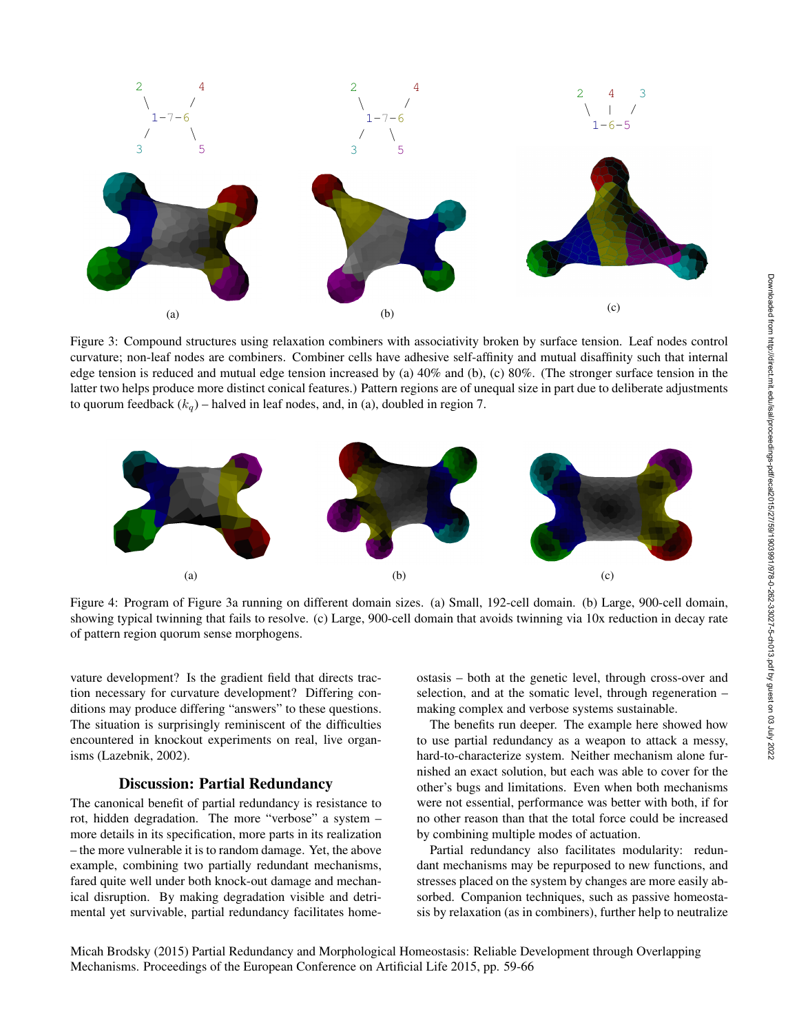Figure 3: Compound structures using relaxation combiners with associativity broken by surface tension. Leaf nodes control curvature; non-leaf nodes are combiners. Combiner cells have adhesive self-affinity and mutual disaffinity such that internal edge tension is reduced and mutual edge tension increased by (a) 40% and (b), (c) 80%. (The stronger surface tension in the latter two helps produce more distinct conical features.) Pattern regions are of unequal size in part due to deliberate adjustments to quorum feedback ($k_q$) – halved in leaf nodes, and, in (a), doubled in region 7.

Figure 4: Program of Figure 3a running on different domain sizes. (a) Small, 192-cell domain. (b) Large, 900-cell domain, showing typical twinning that fails to resolve. (c) Large, 900-cell domain that avoids twinning via 10x reduction in decay rate of pattern region quorum sense morphogens.

vature development? Is the gradient field that directs traction necessary for curvature development? Differing conditions may produce differing "answers" to these questions. The situation is surprisingly reminiscent of the difficulties encountered in knockout experiments on real, live organisms (Lazebnik, 2002).

## Discussion: Partial Redundancy

The canonical benefit of partial redundancy is resistance to rot, hidden degradation. The more "verbose" a system – more details in its specification, more parts in its realization – the more vulnerable it is to random damage. Yet, the above example, combining two partially redundant mechanisms, fared quite well under both knock-out damage and mechanical disruption. By making degradation visible and detrimental yet survivable, partial redundancy facilitates homeostasis – both at the genetic level, through cross-over and selection, and at the somatic level, through regeneration – making complex and verbose systems sustainable.

The benefits run deeper. The example here showed how to use partial redundancy as a weapon to attack a messy, hard-to-characterize system. Neither mechanism alone furnished an exact solution, but each was able to cover for the other's bugs and limitations. Even when both mechanisms were not essential, performance was better with both, if for no other reason than that the total force could be increased by combining multiple modes of actuation.

Partial redundancy also facilitates modularity: redundant mechanisms may be repurposed to new functions, and stresses placed on the system by changes are more easily absorbed. Companion techniques, such as passive homeostasis by relaxation (as in combiners), further help to neutralize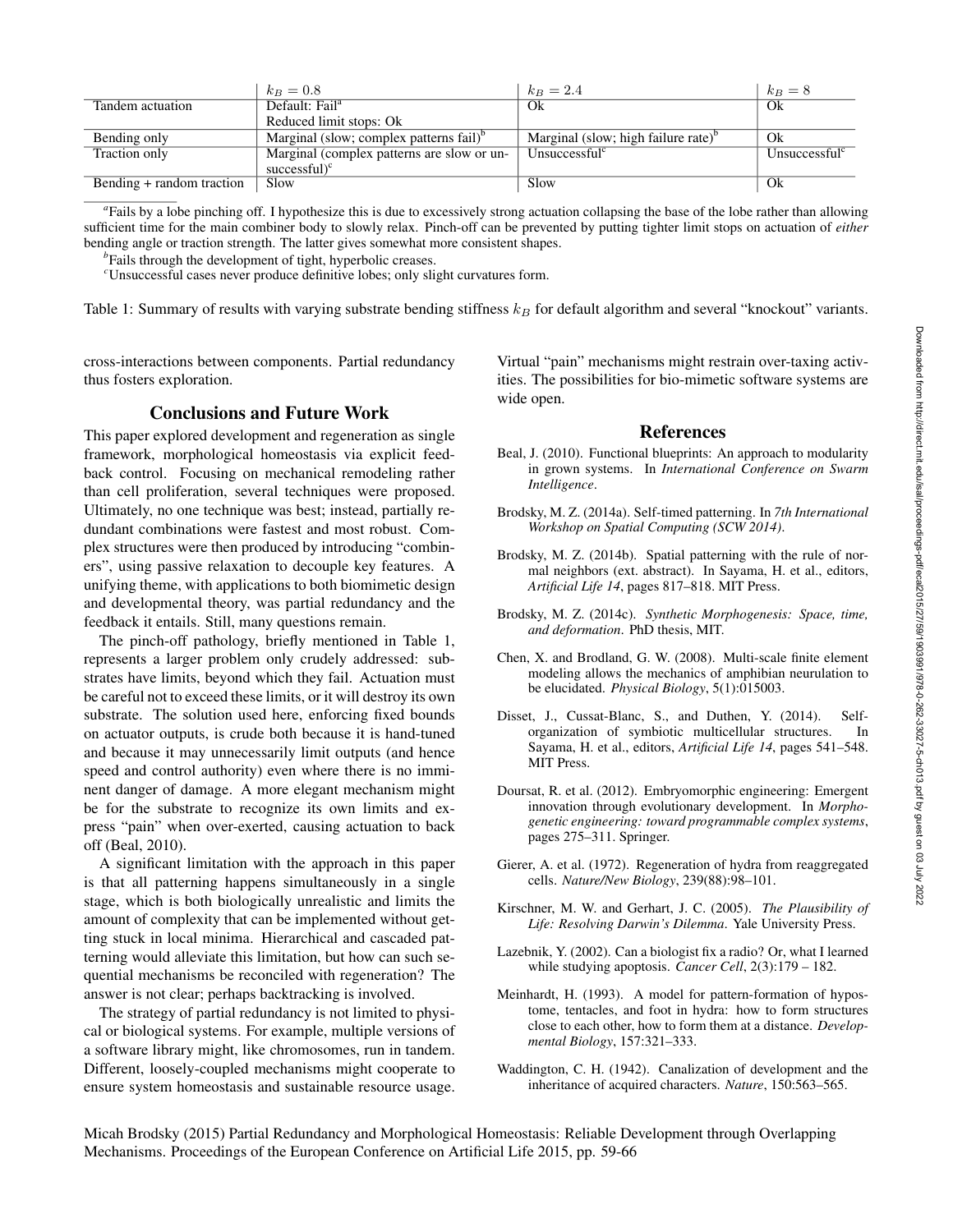| | $k_B = 0.8$ | $k_B = 2.4$ | $k_B = 8$ |
|---|---|---|---|
| Tandem actuation | Default: Fail[a] Reduced limit stops: Ok | Ok | Ok |
| Bending only | Marginal (slow; complex patterns fail)[b] | Marginal (slow; high failure rate)[b] | Ok |
| Traction only | Marginal (complex patterns are slow or unsuccessful)[c] | Unsuccessful[c] | Unsuccessful[c] |
| Bending + random traction | Slow | Slow | Ok |

[a]Fails by a lobe pinching off. I hypothesize this is due to excessively strong actuation collapsing the base of the lobe rather than allowing sufficient time for the main combiner body to slowly relax. Pinch-off can be prevented by putting tighter limit stops on actuation of *either* bending angle or traction strength. The latter gives somewhat more consistent shapes.

[b]Fails through the development of tight, hyperbolic creases.

[c]Unsuccessful cases never produce definitive lobes; only slight curvatures form.

Table 1: Summary of results with varying substrate bending stiffness $k_B$ for default algorithm and several "knockout" variants.

cross-interactions between components. Partial redundancy thus fosters exploration.

## Conclusions and Future Work

This paper explored development and regeneration as single framework, morphological homeostasis via explicit feedback control. Focusing on mechanical remodeling rather than cell proliferation, several techniques were proposed. Ultimately, no one technique was best; instead, partially redundant combinations were fastest and most robust. Complex structures were then produced by introducing "combiners", using passive relaxation to decouple key features. A unifying theme, with applications to both biomimetic design and developmental theory, was partial redundancy and the feedback it entails. Still, many questions remain.

The pinch-off pathology, briefly mentioned in Table 1, represents a larger problem only crudely addressed: substrates have limits, beyond which they fail. Actuation must be careful not to exceed these limits, or it will destroy its own substrate. The solution used here, enforcing fixed bounds on actuator outputs, is crude both because it is hand-tuned and because it may unnecessarily limit outputs (and hence speed and control authority) even where there is no imminent danger of damage. A more elegant mechanism might be for the substrate to recognize its own limits and express "pain" when over-exerted, causing actuation to back off (Beal, 2010).

A significant limitation with the approach in this paper is that all patterning happens simultaneously in a single stage, which is both biologically unrealistic and limits the amount of complexity that can be implemented without getting stuck in local minima. Hierarchical and cascaded patterning would alleviate this limitation, but how can such sequential mechanisms be reconciled with regeneration? The answer is not clear; perhaps backtracking is involved.

The strategy of partial redundancy is not limited to physical or biological systems. For example, multiple versions of a software library might, like chromosomes, run in tandem. Different, loosely-coupled mechanisms might cooperate to ensure system homeostasis and sustainable resource usage. Virtual "pain" mechanisms might restrain over-taxing activities. The possibilities for bio-mimetic software systems are wide open.

## References

Beal, J. (2010). Functional blueprints: An approach to modularity in grown systems. In *International Conference on Swarm Intelligence*.

Brodsky, M. Z. (2014a). Self-timed patterning. In *7th International Workshop on Spatial Computing (SCW 2014)*.

Brodsky, M. Z. (2014b). Spatial patterning with the rule of normal neighbors (ext. abstract). In Sayama, H. et al., editors, *Artificial Life 14*, pages 817–818. MIT Press.

Brodsky, M. Z. (2014c). *Synthetic Morphogenesis: Space, time, and deformation*. PhD thesis, MIT.

Chen, X. and Brodland, G. W. (2008). Multi-scale finite element modeling allows the mechanics of amphibian neurulation to be elucidated. *Physical Biology*, 5(1):015003.

Disset, J., Cussat-Blanc, S., and Duthen, Y. (2014). Self-organization of symbiotic multicellular structures. In Sayama, H. et al., editors, *Artificial Life 14*, pages 541–548. MIT Press.

Doursat, R. et al. (2012). Embryomorphic engineering: Emergent innovation through evolutionary development. In *Morphogenetic engineering: toward programmable complex systems*, pages 275–311. Springer.

Gierer, A. et al. (1972). Regeneration of hydra from reaggregated cells. *Nature/New Biology*, 239(88):98–101.

Kirschner, M. W. and Gerhart, J. C. (2005). *The Plausibility of Life: Resolving Darwin's Dilemma*. Yale University Press.

Lazebnik, Y. (2002). Can a biologist fix a radio? Or, what I learned while studying apoptosis. *Cancer Cell*, 2(3):179 – 182.

Meinhardt, H. (1993). A model for pattern-formation of hypostome, tentacles, and foot in hydra: how to form structures close to each other, how to form them at a distance. *Developmental Biology*, 157:321–333.

Waddington, C. H. (1942). Canalization of development and the inheritance of acquired characters. *Nature*, 150:563–565.